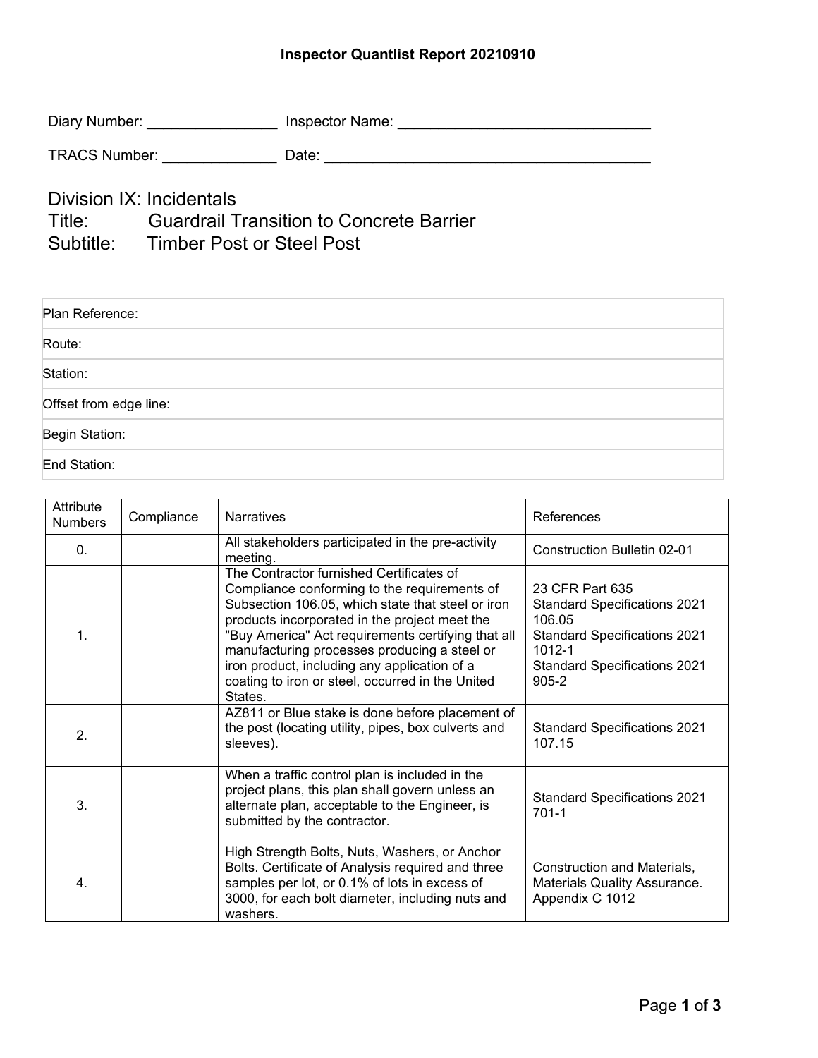# Inspector Quantlist Report 20210910

Diary Number: ________________ Inspector Name: _______________________________

TRACS Number: ______________ Date: ________________________________________

## Division IX: Incidentals
## Title: Guardrail Transition to Concrete Barrier
## Subtitle: Timber Post or Steel Post

| |
|---|
| Plan Reference: |
| Route: |
| Station: |
| Offset from edge line: |
| Begin Station: |
| End Station: |

| Attribute Numbers | Compliance | Narratives | References |
|---|---|---|---|
| 0. | | All stakeholders participated in the pre-activity meeting. | Construction Bulletin 02-01 |
| 1. | | The Contractor furnished Certificates of Compliance conforming to the requirements of Subsection 106.05, which state that steel or iron products incorporated in the project meet the "Buy America" Act requirements certifying that all manufacturing processes producing a steel or iron product, including any application of a coating to iron or steel, occurred in the United States. | 23 CFR Part 635<br>Standard Specifications 2021 106.05<br>Standard Specifications 2021 1012-1<br>Standard Specifications 2021 905-2 |
| 2. | | AZ811 or Blue stake is done before placement of the post (locating utility, pipes, box culverts and sleeves). | Standard Specifications 2021 107.15 |
| 3. | | When a traffic control plan is included in the project plans, this plan shall govern unless an alternate plan, acceptable to the Engineer, is submitted by the contractor. | Standard Specifications 2021 701-1 |
| 4. | | High Strength Bolts, Nuts, Washers, or Anchor Bolts. Certificate of Analysis required and three samples per lot, or 0.1% of lots in excess of 3000, for each bolt diameter, including nuts and washers. | Construction and Materials, Materials Quality Assurance. Appendix C 1012 |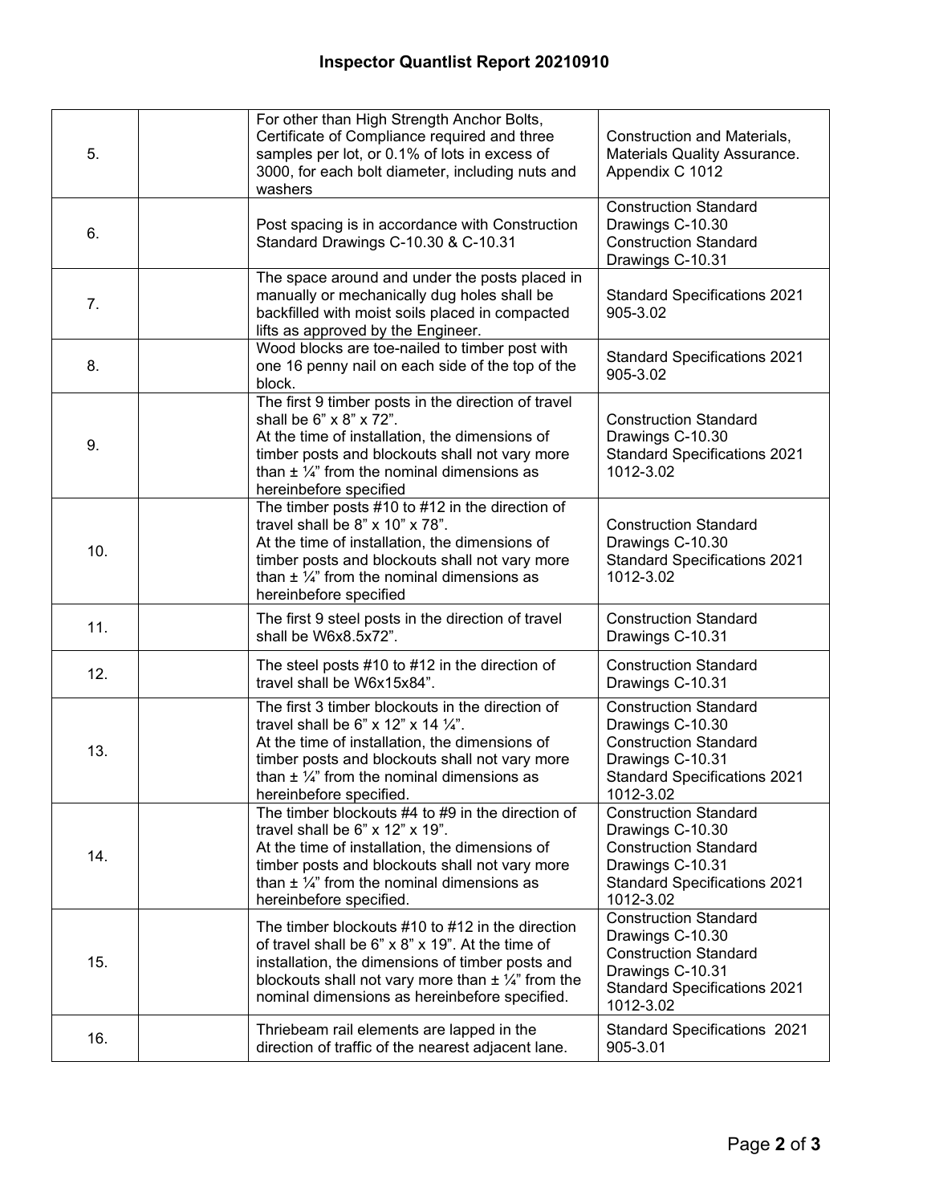| | | | |
|---|---|---|---|
| 5. | | For other than High Strength Anchor Bolts, Certificate of Compliance required and three samples per lot, or 0.1% of lots in excess of 3000, for each bolt diameter, including nuts and washers | Construction and Materials, Materials Quality Assurance. Appendix C 1012 |
| 6. | | Post spacing is in accordance with Construction Standard Drawings C-10.30 & C-10.31 | Construction Standard Drawings C-10.30 Construction Standard Drawings C-10.31 |
| 7. | | The space around and under the posts placed in manually or mechanically dug holes shall be backfilled with moist soils placed in compacted lifts as approved by the Engineer. | Standard Specifications 2021 905-3.02 |
| 8. | | Wood blocks are toe-nailed to timber post with one 16 penny nail on each side of the top of the block. | Standard Specifications 2021 905-3.02 |
| 9. | | The first 9 timber posts in the direction of travel shall be 6" x 8" x 72".<br>At the time of installation, the dimensions of timber posts and blockouts shall not vary more than ± ¼" from the nominal dimensions as hereinbefore specified | Construction Standard Drawings C-10.30 Standard Specifications 2021 1012-3.02 |
| 10. | | The timber posts #10 to #12 in the direction of travel shall be 8" x 10" x 78".<br>At the time of installation, the dimensions of timber posts and blockouts shall not vary more than ± ¼" from the nominal dimensions as hereinbefore specified | Construction Standard Drawings C-10.30 Standard Specifications 2021 1012-3.02 |
| 11. | | The first 9 steel posts in the direction of travel shall be W6x8.5x72". | Construction Standard Drawings C-10.31 |
| 12. | | The steel posts #10 to #12 in the direction of travel shall be W6x15x84". | Construction Standard Drawings C-10.31 |
| 13. | | The first 3 timber blockouts in the direction of travel shall be 6" x 12" x 14 ¼".<br>At the time of installation, the dimensions of timber posts and blockouts shall not vary more than ± ¼" from the nominal dimensions as hereinbefore specified. | Construction Standard Drawings C-10.30 Construction Standard Drawings C-10.31 Standard Specifications 2021 1012-3.02 |
| 14. | | The timber blockouts #4 to #9 in the direction of travel shall be 6" x 12" x 19".<br>At the time of installation, the dimensions of timber posts and blockouts shall not vary more than ± ¼" from the nominal dimensions as hereinbefore specified. | Construction Standard Drawings C-10.30 Construction Standard Drawings C-10.31 Standard Specifications 2021 1012-3.02 |
| 15. | | The timber blockouts #10 to #12 in the direction of travel shall be 6" x 8" x 19". At the time of installation, the dimensions of timber posts and blockouts shall not vary more than ± ¼" from the nominal dimensions as hereinbefore specified. | Construction Standard Drawings C-10.30 Construction Standard Drawings C-10.31 Standard Specifications 2021 1012-3.02 |
| 16. | | Thriebeam rail elements are lapped in the direction of traffic of the nearest adjacent lane. | Standard Specifications 2021 905-3.01 |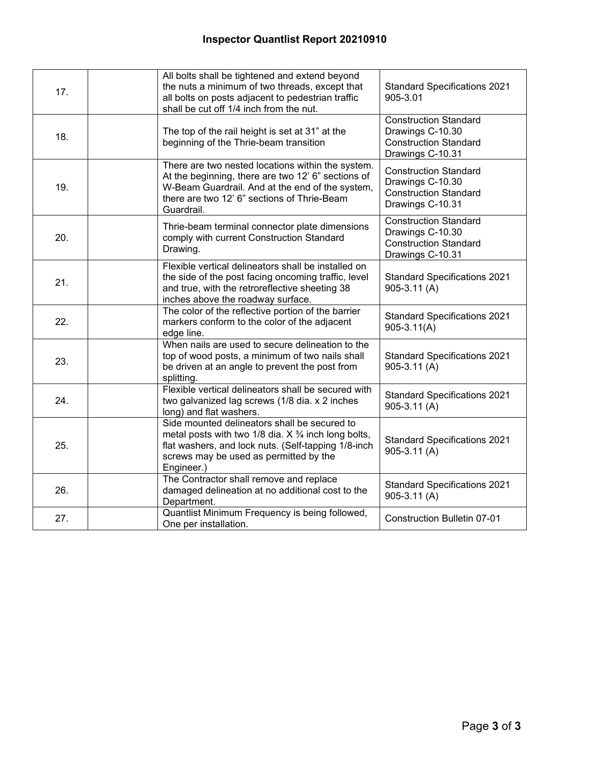| | | | |
|---|---|---|---|
| 17. | | All bolts shall be tightened and extend beyond the nuts a minimum of two threads, except that all bolts on posts adjacent to pedestrian traffic shall be cut off 1/4 inch from the nut. | Standard Specifications 2021 905-3.01 |
| 18. | | The top of the rail height is set at 31” at the beginning of the Thrie-beam transition | Construction Standard Drawings C-10.30 Construction Standard Drawings C-10.31 |
| 19. | | There are two nested locations within the system. At the beginning, there are two 12’ 6” sections of W-Beam Guardrail. And at the end of the system, there are two 12’ 6” sections of Thrie-Beam Guardrail. | Construction Standard Drawings C-10.30 Construction Standard Drawings C-10.31 |
| 20. | | Thrie-beam terminal connector plate dimensions comply with current Construction Standard Drawing. | Construction Standard Drawings C-10.30 Construction Standard Drawings C-10.31 |
| 21. | | Flexible vertical delineators shall be installed on the side of the post facing oncoming traffic, level and true, with the retroreflective sheeting 38 inches above the roadway surface. | Standard Specifications 2021 905-3.11 (A) |
| 22. | | The color of the reflective portion of the barrier markers conform to the color of the adjacent edge line. | Standard Specifications 2021 905-3.11(A) |
| 23. | | When nails are used to secure delineation to the top of wood posts, a minimum of two nails shall be driven at an angle to prevent the post from splitting. | Standard Specifications 2021 905-3.11 (A) |
| 24. | | Flexible vertical delineators shall be secured with two galvanized lag screws (1/8 dia. x 2 inches long) and flat washers. | Standard Specifications 2021 905-3.11 (A) |
| 25. | | Side mounted delineators shall be secured to metal posts with two 1/8 dia. X ¾ inch long bolts, flat washers, and lock nuts. (Self-tapping 1/8-inch screws may be used as permitted by the Engineer.) | Standard Specifications 2021 905-3.11 (A) |
| 26. | | The Contractor shall remove and replace damaged delineation at no additional cost to the Department. | Standard Specifications 2021 905-3.11 (A) |
| 27. | | Quantlist Minimum Frequency is being followed, One per installation. | Construction Bulletin 07-01 |